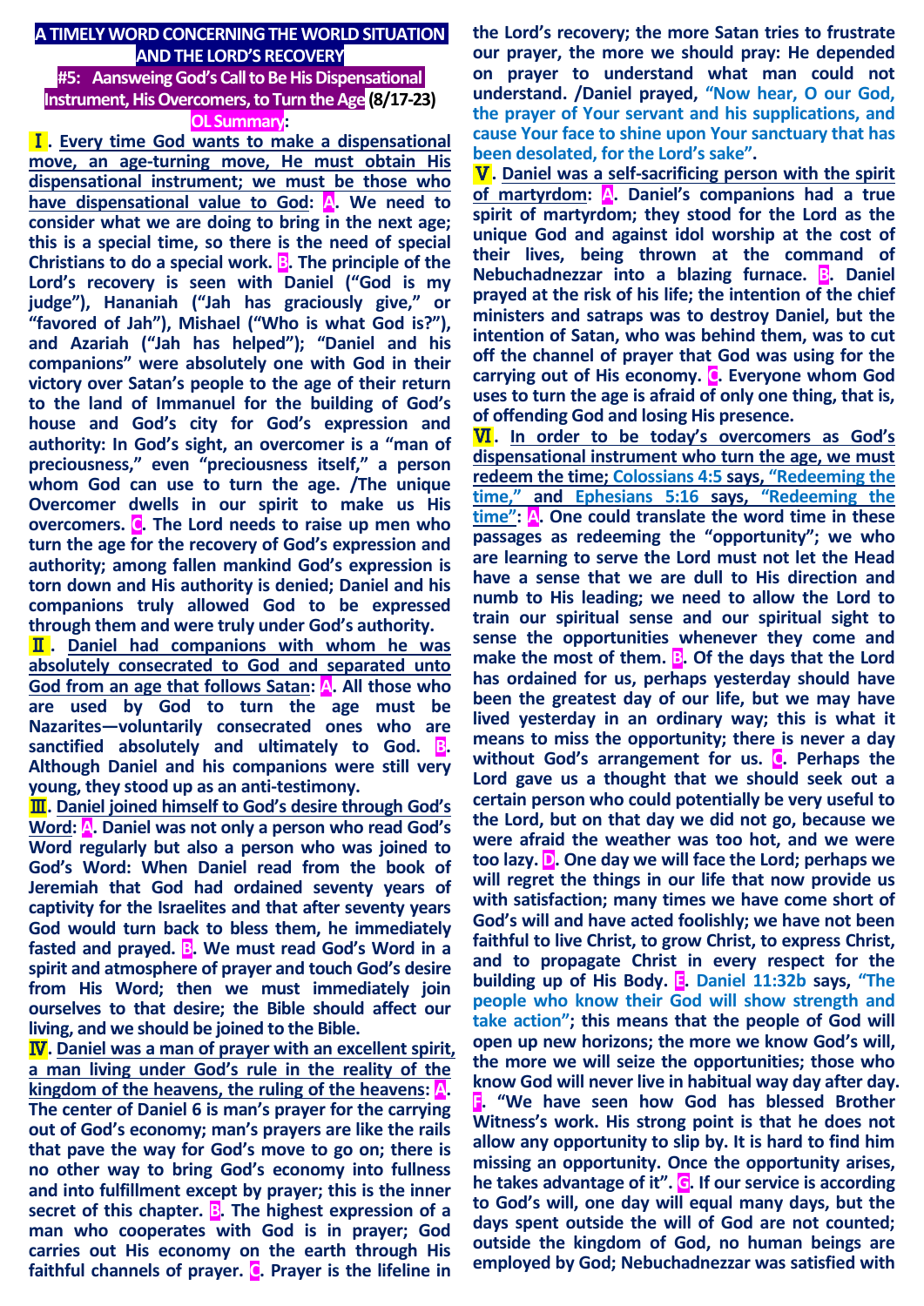# A TIMELY WORD CONCERNING THE WORLD SITUATION AND THE LORD'S RECOVERY

## #5: Aansweing God's Call to Be His Dispensational Instrument, His Overcomers, to Turn the Age (8/17-23)

### OL Summary:

**Ⅰ. Every time God wants to make a dispensational move, an age-turning move, He must obtain His dispensational instrument; we must be those who have dispensational value to God: A. We need to consider what we are doing to bring in the next age; this is a special time, so there is the need of special Christians to do a special work. B. The principle of the Lord's recovery is seen with Daniel ("God is my judge"), Hananiah ("Jah has graciously give," or "favored of Jah"), Mishael ("Who is what God is?"), and Azariah ("Jah has helped"); "Daniel and his companions" were absolutely one with God in their victory over Satan's people to the age of their return to the land of Immanuel for the building of God's house and God's city for God's expression and authority: In God's sight, an overcomer is a "man of preciousness," even "preciousness itself," a person whom God can use to turn the age. /The unique Overcomer dwells in our spirit to make us His overcomers. C. The Lord needs to raise up men who turn the age for the recovery of God's expression and authority; among fallen mankind God's expression is torn down and His authority is denied; Daniel and his companions truly allowed God to be expressed through them and were truly under God's authority.**

**Ⅱ. Daniel had companions with whom he was absolutely consecrated to God and separated unto God from an age that follows Satan: A. All those who are used by God to turn the age must be Nazarites—voluntarily consecrated ones who are sanctified absolutely and ultimately to God. B. Although Daniel and his companions were still very young, they stood up as an anti-testimony.**

**Ⅲ. Daniel joined himself to God's desire through God's Word: A. Daniel was not only a person who read God's Word regularly but also a person who was joined to God's Word: When Daniel read from the book of Jeremiah that God had ordained seventy years of captivity for the Israelites and that after seventy years God would turn back to bless them, he immediately fasted and prayed. B. We must read God's Word in a spirit and atmosphere of prayer and touch God's desire from His Word; then we must immediately join ourselves to that desire; the Bible should affect our living, and we should be joined to the Bible.**

**Ⅳ. Daniel was a man of prayer with an excellent spirit, a man living under God's rule in the reality of the kingdom of the heavens, the ruling of the heavens: A. The center of Daniel 6 is man's prayer for the carrying out of God's economy; man's prayers are like the rails that pave the way for God's move to go on; there is no other way to bring God's economy into fullness and into fulfillment except by prayer; this is the inner secret of this chapter. B. The highest expression of a man who cooperates with God is in prayer; God carries out His economy on the earth through His faithful channels of prayer. C. Prayer is the lifeline in the Lord's recovery; the more Satan tries to frustrate our prayer, the more we should pray: He depended on prayer to understand what man could not understand. /Daniel prayed, "Now hear, O our God, the prayer of Your servant and his supplications, and cause Your face to shine upon Your sanctuary that has been desolated, for the Lord's sake".**

**Ⅴ. Daniel was a self-sacrificing person with the spirit of martyrdom: A. Daniel's companions had a true spirit of martyrdom; they stood for the Lord as the unique God and against idol worship at the cost of their lives, being thrown at the command of Nebuchadnezzar into a blazing furnace. B. Daniel prayed at the risk of his life; the intention of the chief ministers and satraps was to destroy Daniel, but the intention of Satan, who was behind them, was to cut off the channel of prayer that God was using for the carrying out of His economy. C. Everyone whom God uses to turn the age is afraid of only one thing, that is, of offending God and losing His presence.**

**Ⅵ. In order to be today's overcomers as God's dispensational instrument who turn the age, we must redeem the time; Colossians 4:5 says, "Redeeming the time," and Ephesians 5:16 says, "Redeeming the time": A. One could translate the word time in these passages as redeeming the "opportunity"; we who are learning to serve the Lord must not let the Head have a sense that we are dull to His direction and numb to His leading; we need to allow the Lord to train our spiritual sense and our spiritual sight to sense the opportunities whenever they come and make the most of them. B. Of the days that the Lord has ordained for us, perhaps yesterday should have been the greatest day of our life, but we may have lived yesterday in an ordinary way; this is what it means to miss the opportunity; there is never a day without God's arrangement for us. C. Perhaps the Lord gave us a thought that we should seek out a certain person who could potentially be very useful to the Lord, but on that day we did not go, because we were afraid the weather was too hot, and we were too lazy. D. One day we will face the Lord; perhaps we will regret the things in our life that now provide us with satisfaction; many times we have come short of God's will and have acted foolishly; we have not been faithful to live Christ, to grow Christ, to express Christ, and to propagate Christ in every respect for the building up of His Body. E. Daniel 11:32b says, "The people who know their God will show strength and take action"; this means that the people of God will open up new horizons; the more we know God's will, the more we will seize the opportunities; those who know God will never live in habitual way day after day. F. "We have seen how God has blessed Brother Witness's work. His strong point is that he does not allow any opportunity to slip by. It is hard to find him missing an opportunity. Once the opportunity arises, he takes advantage of it". G. If our service is according to God's will, one day will equal many days, but the days spent outside the will of God are not counted; outside the kingdom of God, no human beings are employed by God; Nebuchadnezzar was satisfied with**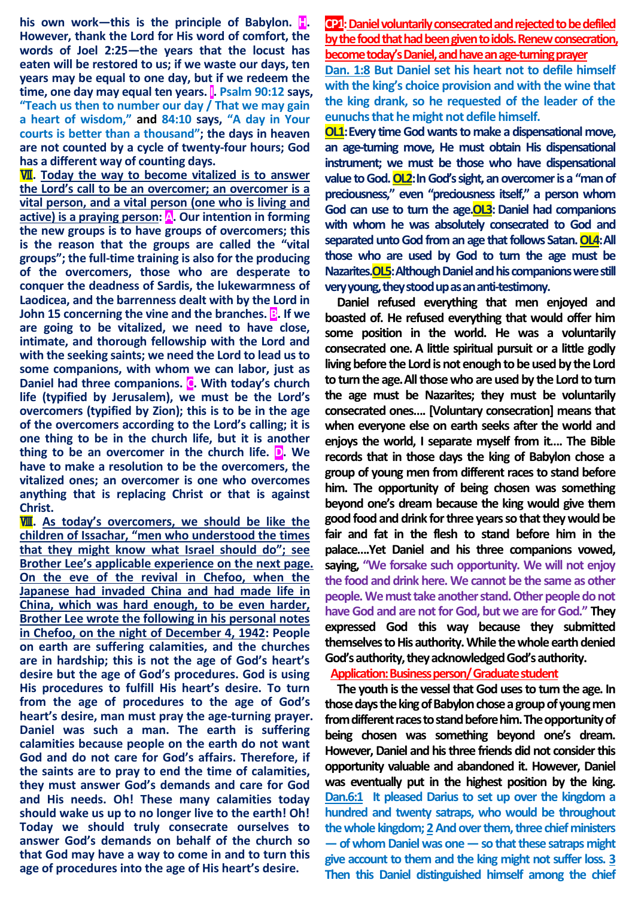**his own work—this is the principle of Babylon. H. However, thank the Lord for His word of comfort, the words of Joel 2:25—the years that the locust has eaten will be restored to us; if we waste our days, ten years may be equal to one day, but if we redeem the time, one day may equal ten years. I. Psalm 90:12 says, "Teach us then to number our day / That we may gain a heart of wisdom," and 84:10 says, "A day in Your courts is better than a thousand"; the days in heaven are not counted by a cycle of twenty-four hours; God has a different way of counting days.**

**VII. Today the way to become vitalized is to answer the Lord's call to be an overcomer; an overcomer is a vital person, and a vital person (one who is living and active) is a praying person: A. Our intention in forming the new groups is to have groups of overcomers; this is the reason that the groups are called the "vital groups"; the full-time training is also for the producing of the overcomers, those who are desperate to conquer the deadness of Sardis, the lukewarmness of Laodicea, and the barrenness dealt with by the Lord in John 15 concerning the vine and the branches. B. If we are going to be vitalized, we need to have close, intimate, and thorough fellowship with the Lord and with the seeking saints; we need the Lord to lead us to some companions, with whom we can labor, just as Daniel had three companions. C. With today's church life (typified by Jerusalem), we must be the Lord's overcomers (typified by Zion); this is to be in the age of the overcomers according to the Lord's calling; it is one thing to be in the church life, but it is another thing to be an overcomer in the church life. D. We have to make a resolution to be the overcomers, the vitalized ones; an overcomer is one who overcomes anything that is replacing Christ or that is against Christ.**

**VIII. As today's overcomers, we should be like the children of Issachar, "men who understood the times that they might know what Israel should do"; see Brother Lee's applicable experience on the next page. On the eve of the revival in Chefoo, when the Japanese had invaded China and had made life in China, which was hard enough, to be even harder, Brother Lee wrote the following in his personal notes in Chefoo, on the night of December 4, 1942: People on earth are suffering calamities, and the churches are in hardship; this is not the age of God's heart's desire but the age of God's procedures. God is using His procedures to fulfill His heart's desire. To turn from the age of procedures to the age of God's heart's desire, man must pray the age-turning prayer. Daniel was such a man. The earth is suffering calamities because people on the earth do not want God and do not care for God's affairs. Therefore, if the saints are to pray to end the time of calamities, they must answer God's demands and care for God and His needs. Oh! These many calamities today should wake us up to no longer live to the earth! Oh! Today we should truly consecrate ourselves to answer God's demands on behalf of the church so that God may have a way to come in and to turn this age of procedures into the age of His heart's desire.**

**CP1: Daniel voluntarily consecrated and rejected to be defiled by the food that had been given to idols. Renew consecration, become today's Daniel, and have an age-turning prayer**

**Dan. 1:8 But Daniel set his heart not to defile himself with the king's choice provision and with the wine that the king drank, so he requested of the leader of the eunuchs that he might not defile himself.**

**OL1: Every time God wants to make a dispensational move, an age-turning move, He must obtain His dispensational instrument; we must be those who have dispensational value to God. OL2: In God's sight, an overcomer is a "man of preciousness," even "preciousness itself," a person whom God can use to turn the age. OL3: Daniel had companions with whom he was absolutely consecrated to God and separated unto God from an age that follows Satan. OL4: All those who are used by God to turn the age must be Nazarites. OL5: Although Daniel and his companions were still very young, they stood up as an anti-testimony.**

Daniel refused everything that men enjoyed and boasted of. He refused everything that would offer him some position in the world. He was a voluntarily consecrated one. A little spiritual pursuit or a little godly living before the Lord is not enough to be used by the Lord to turn the age. All those who are used by the Lord to turn the age must be Nazarites; they must be voluntarily consecrated ones.... [Voluntary consecration] means that when everyone else on earth seeks after the world and enjoys the world, I separate myself from it.... The Bible records that in those days the king of Babylon chose a group of young men from different races to stand before him. The opportunity of being chosen was something beyond one's dream because the king would give them good food and drink for three years so that they would be fair and fat in the flesh to stand before him in the palace....Yet Daniel and his three companions vowed, saying, "We forsake such opportunity. We will not enjoy the food and drink here. We cannot be the same as other people. We must take another stand. Other people do not have God and are not for God, but we are for God." They expressed God this way because they submitted themselves to His authority. While the whole earth denied God's authority, they acknowledged God's authority.

**Application: Business person/ Graduate student**

The youth is the vessel that God uses to turn the age. In those days the king of Babylon chose a group of young men from different races to stand before him. The opportunity of being chosen was something beyond one's dream. However, Daniel and his three friends did not consider this opportunity valuable and abandoned it. However, Daniel was eventually put in the highest position by the king. **Dan.6:1 It pleased Darius to set up over the kingdom a hundred and twenty satraps, who would be throughout the whole kingdom; 2 And over them, three chief ministers — of whom Daniel was one — so that these satraps might give account to them and the king might not suffer loss. 3 Then this Daniel distinguished himself among the chief**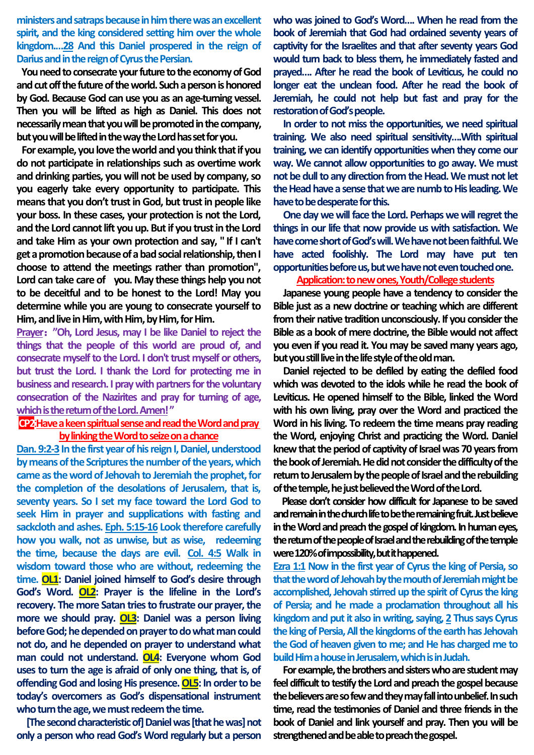**ministers and satraps because in him there was an excellent spirit, and the king considered setting him over the whole kingdom....28 And this Daniel prospered in the reign of Darius and in the reign of Cyrus the Persian.**

**You need to consecrate your future to the economy of God and cut off the future of the world. Such a person is honored by God. Because God can use you as an age-turning vessel. Then you will be lifted as high as Daniel. This does not necessarily mean that you will be promoted in the company, but you will be lifted in the way the Lord has set for you.**

**For example, you love the world and you think that if you do not participate in relationships such as overtime work and drinking parties, you will not be used by company, so you eagerly take every opportunity to participate. This means that you don't trust in God, but trust in people like your boss. In these cases, your protection is not the Lord, and the Lord cannot lift you up. But if you trust in the Lord and take Him as your own protection and say, " If I can't get a promotion because of a bad social relationship, then I choose to attend the meetings rather than promotion", Lord can take care of you. May these things help you not to be deceitful and to be honest to the Lord! May you determine while you are young to consecrate yourself to Him, and live in Him, with Him, by Him, for Him.**

**Prayer: "Oh, Lord Jesus, may I be like Daniel to reject the things that the people of this world are proud of, and consecrate myself to the Lord. I don't trust myself or others, but trust the Lord. I thank the Lord for protecting me in business and research. I pray with partners for the voluntary consecration of the Nazirites and pray for turning of age, which is the return of the Lord. Amen!"**

## CP2: Have a keen spiritual sense and read the Word and pray by linking the Word to seize on a chance

**Dan. 9:2-3 In the first year of his reign I, Daniel, understood by means of the Scriptures the number of the years, which came as the word of Jehovah to Jeremiah the prophet, for the completion of the desolations of Jerusalem, that is, seventy years. So I set my face toward the Lord God to seek Him in prayer and supplications with fasting and sackcloth and ashes. Eph. 5:15-16 Look therefore carefully how you walk, not as unwise, but as wise, redeeming the time, because the days are evil. Col. 4:5 Walk in wisdom toward those who are without, redeeming the time. OL1: Daniel joined himself to God's desire through God's Word. OL2: Prayer is the lifeline in the Lord's recovery. The more Satan tries to frustrate our prayer, the more we should pray. OL3: Daniel was a person living before God; he depended on prayer to do what man could not do, and he depended on prayer to understand what man could not understand. OL4: Everyone whom God uses to turn the age is afraid of only one thing, that is, of offending God and losing His presence. OL5: In order to be today's overcomers as God's dispensational instrument who turn the age, we must redeem the time.**

**[The second characteristic of] Daniel was [that he was] not only a person who read God's Word regularly but a person who was joined to God's Word.... When he read from the book of Jeremiah that God had ordained seventy years of captivity for the Israelites and that after seventy years God would turn back to bless them, he immediately fasted and prayed.... After he read the book of Leviticus, he could no longer eat the unclean food. After he read the book of Jeremiah, he could not help but fast and pray for the restoration of God's people.**

**In order to not miss the opportunities, we need spiritual training. We also need spiritual sensitivity....With spiritual training, we can identify opportunities when they come our way. We cannot allow opportunities to go away. We must not be dull to any direction from the Head. We must not let the Head have a sense that we are numb to His leading. We have to be desperate for this.**

**One day we will face the Lord. Perhaps we will regret the things in our life that now provide us with satisfaction. We have come short of God's will. We have not been faithful. We have acted foolishly. The Lord may have put ten opportunities before us, but we have not even touched one.**

### Application: to new ones, Youth/College students

**Japanese young people have a tendency to consider the Bible just as a new doctrine or teaching which are different from their native tradition unconsciously. If you consider the Bible as a book of mere doctrine, the Bible would not affect you even if you read it. You may be saved many years ago, but you still live in the life style of the old man.**

**Daniel rejected to be defiled by eating the defiled food which was devoted to the idols while he read the book of Leviticus. He opened himself to the Bible, linked the Word with his own living, pray over the Word and practiced the Word in his living. To redeem the time means pray reading the Word, enjoying Christ and practicing the Word. Daniel knew that the period of captivity of Israel was 70 years from the book of Jeremiah. He did not consider the difficulty of the return to Jerusalem by the people of Israel and the rebuilding of the temple, he just believed the Word of the Lord.**

**Please don't consider how difficult for Japanese to be saved and remain in the church life to be the remaining fruit. Just believe in the Word and preach the gospel of kingdom. In human eyes, the return of the people of Israel and the rebuilding of the temple were 120% of impossibility, but it happened.**

**Ezra 1:1 Now in the first year of Cyrus the king of Persia, so that the word of Jehovah by the mouth of Jeremiah might be accomplished, Jehovah stirred up the spirit of Cyrus the king of Persia; and he made a proclamation throughout all his kingdom and put it also in writing, saying, 2 Thus says Cyrus the king of Persia, All the kingdoms of the earth has Jehovah the God of heaven given to me; and He has charged me to build Him a house in Jerusalem, which is in Judah.**

**For example, the brothers and sisters who are student may feel difficult to testify the Lord and preach the gospel because the believers are so few and they may fall into unbelief. In such time, read the testimonies of Daniel and three friends in the book of Daniel and link yourself and pray. Then you will be strengthened and be able to preach the gospel.**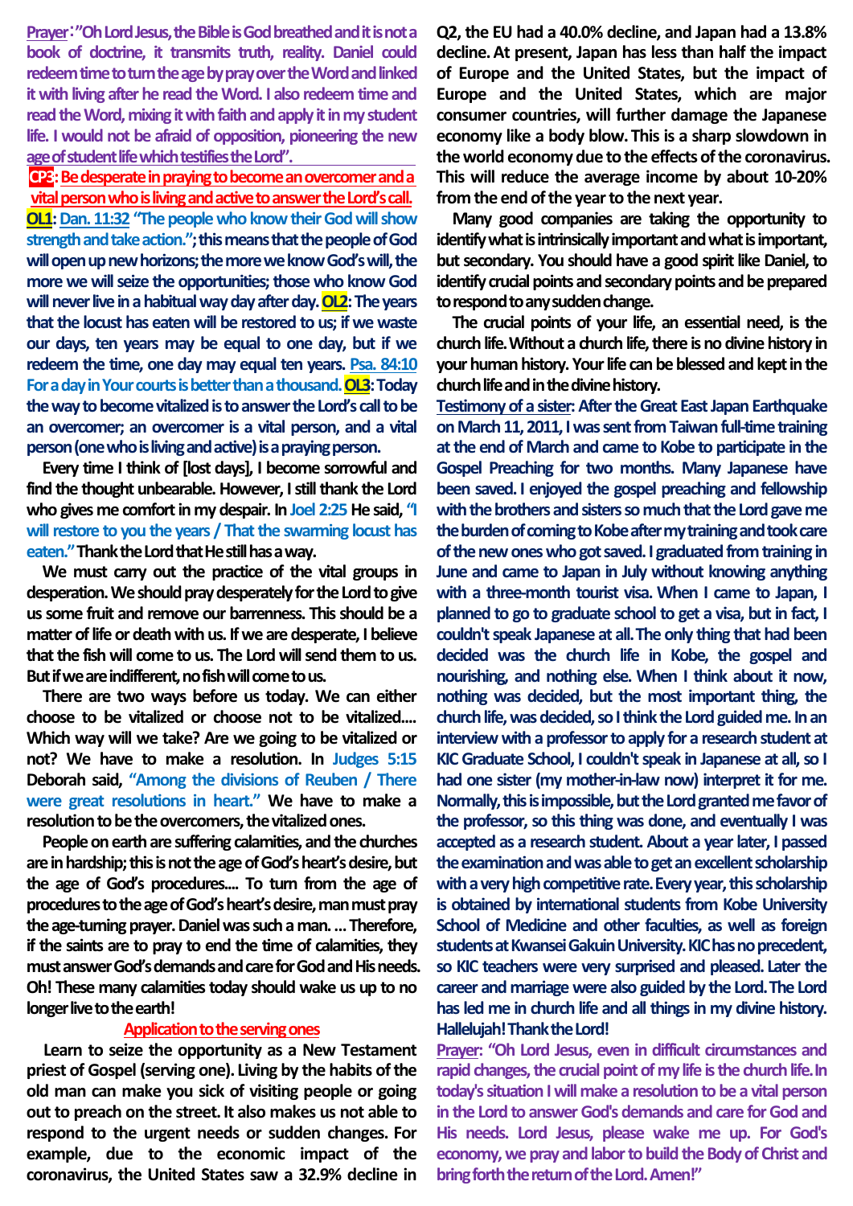**Prayer:** "Oh Lord Jesus, the Bible is God breathed and it is not a book of doctrine, it transmits truth, reality. Daniel could redeem time to turn the age by pray over the Word and linked it with living after he read the Word. I also redeem time and read the Word, mixing it with faith and apply it in my student life. I would not be afraid of opposition, pioneering the new age of student life which testifies the Lord".

**CP3: Be desperate in praying to become an overcomer and a vital person who is living and active to answer the Lord's call.**

**OL1: Dan. 11:32 "The people who know their God will show strength and take action."; this means that the people of God will open up new horizons; the more we know God's will, the more we will seize the opportunities; those who know God will never live in a habitual way day after day. OL2: The years that the locust has eaten will be restored to us; if we waste our days, ten years may be equal to one day, but if we redeem the time, one day may equal ten years. Psa. 84:10 For a day in Your courts is better than a thousand. OL3: Today the way to become vitalized is to answer the Lord's call to be an overcomer; an overcomer is a vital person, and a vital person (one who is living and active) is a praying person.**

Every time I think of [lost days], I become sorrowful and find the thought unbearable. However, I still thank the Lord who gives me comfort in my despair. In Joel 2:25 He said, "I will restore to you the years / That the swarming locust has eaten." Thank the Lord that He still has a way.

We must carry out the practice of the vital groups in desperation. We should pray desperately for the Lord to give us some fruit and remove our barrenness. This should be a matter of life or death with us. If we are desperate, I believe that the fish will come to us. The Lord will send them to us. But if we are indifferent, no fish will come to us.

There are two ways before us today. We can either choose to be vitalized or choose not to be vitalized.... Which way will we take? Are we going to be vitalized or not? We have to make a resolution. In Judges 5:15 Deborah said, "Among the divisions of Reuben / There were great resolutions in heart." We have to make a resolution to be the overcomers, the vitalized ones.

People on earth are suffering calamities, and the churches are in hardship; this is not the age of God's heart's desire, but the age of God's procedures.... To turn from the age of procedures to the age of God's heart's desire, man must pray the age-turning prayer. Daniel was such a man. ... Therefore, if the saints are to pray to end the time of calamities, they must answer God's demands and care for God and His needs. Oh! These many calamities today should wake us up to no longer live to the earth!

## Application to the serving ones

Learn to seize the opportunity as a New Testament priest of Gospel (serving one). Living by the habits of the old man can make you sick of visiting people or going out to preach on the street. It also makes us not able to respond to the urgent needs or sudden changes. For example, due to the economic impact of the coronavirus, the United States saw a 32.9% decline in Q2, the EU had a 40.0% decline, and Japan had a 13.8% decline. At present, Japan has less than half the impact of Europe and the United States, but the impact of Europe and the United States, which are major consumer countries, will further damage the Japanese economy like a body blow. This is a sharp slowdown in the world economy due to the effects of the coronavirus. This will reduce the average income by about 10-20% from the end of the year to the next year.

Many good companies are taking the opportunity to identify what is intrinsically important and what is important, but secondary. You should have a good spirit like Daniel, to identify crucial points and secondary points and be prepared to respond to any sudden change.

The crucial points of your life, an essential need, is the church life. Without a church life, there is no divine history in your human history. Your life can be blessed and kept in the church life and in the divine history.

**Testimony of a sister:** After the Great East Japan Earthquake on March 11, 2011, I was sent from Taiwan full-time training at the end of March and came to Kobe to participate in the Gospel Preaching for two months. Many Japanese have been saved. I enjoyed the gospel preaching and fellowship with the brothers and sisters so much that the Lord gave me the burden of coming to Kobe after my training and took care of the new ones who got saved. I graduated from training in June and came to Japan in July without knowing anything with a three-month tourist visa. When I came to Japan, I planned to go to graduate school to get a visa, but in fact, I couldn't speak Japanese at all. The only thing that had been decided was the church life in Kobe, the gospel and nourishing, and nothing else. When I think about it now, nothing was decided, but the most important thing, the church life, was decided, so I think the Lord guided me. In an interview with a professor to apply for a research student at KIC Graduate School, I couldn't speak in Japanese at all, so I had one sister (my mother-in-law now) interpret it for me. Normally, this is impossible, but the Lord granted me favor of the professor, so this thing was done, and eventually I was accepted as a research student. About a year later, I passed the examination and was able to get an excellent scholarship with a very high competitive rate. Every year, this scholarship is obtained by international students from Kobe University School of Medicine and other faculties, as well as foreign students at Kwansei Gakuin University. KIC has no precedent, so KIC teachers were very surprised and pleased. Later the career and marriage were also guided by the Lord. The Lord has led me in church life and all things in my divine history. Hallelujah! Thank the Lord!

**Prayer:** "Oh Lord Jesus, even in difficult circumstances and rapid changes, the crucial point of my life is the church life. In today's situation I will make a resolution to be a vital person in the Lord to answer God's demands and care for God and His needs. Lord Jesus, please wake me up. For God's economy, we pray and labor to build the Body of Christ and bring forth the return of the Lord. Amen!"